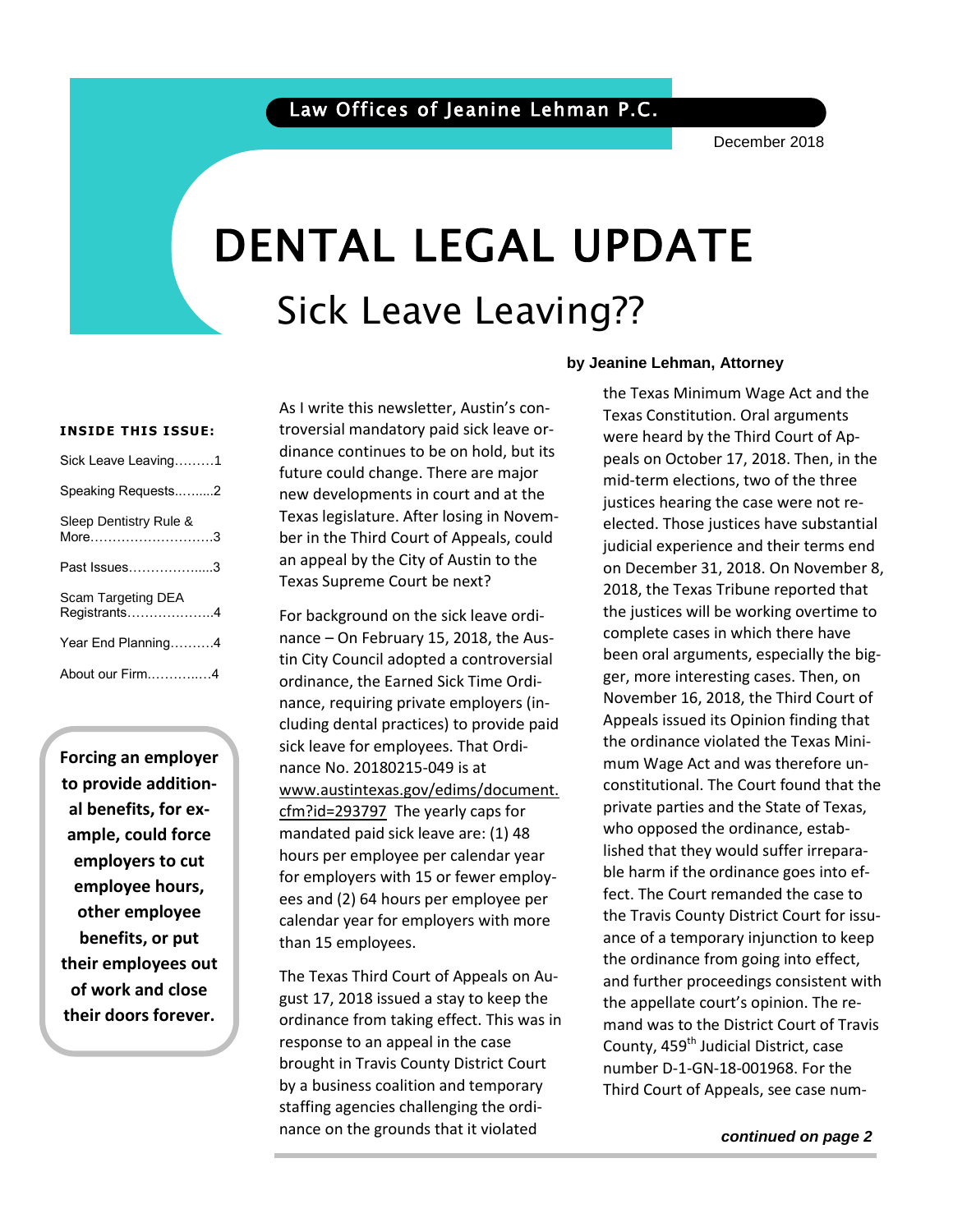Law Offices of Jeanine Lehman P.C.

December 2018

# DENTAL LEGAL UPDATE

## Sick Leave Leaving??

**INSIDE THIS ISSUE:**

| | |
|---|---|
| Sick Leave Leaving | 1 |
| Speaking Requests | 2 |
| Sleep Dentistry Rule & More | 3 |
| Past Issues | 3 |
| Scam Targeting DEA Registrants | 4 |
| Year End Planning | 4 |
| About our Firm | 4 |

**Forcing an employer to provide additional benefits, for example, could force employers to cut employee hours, other employee benefits, or put their employees out of work and close their doors forever.**

**by Jeanine Lehman, Attorney**

As I write this newsletter, Austin's controversial mandatory paid sick leave ordinance continues to be on hold, but its future could change. There are major new developments in court and at the Texas legislature. After losing in November in the Third Court of Appeals, could an appeal by the City of Austin to the Texas Supreme Court be next?

For background on the sick leave ordinance – On February 15, 2018, the Austin City Council adopted a controversial ordinance, the Earned Sick Time Ordinance, requiring private employers (including dental practices) to provide paid sick leave for employees. That Ordinance No. 20180215-049 is at www.austintexas.gov/edims/document.cfm?id=293797 The yearly caps for mandated paid sick leave are: (1) 48 hours per employee per calendar year for employers with 15 or fewer employees and (2) 64 hours per employee per calendar year for employers with more than 15 employees.

The Texas Third Court of Appeals on August 17, 2018 issued a stay to keep the ordinance from taking effect. This was in response to an appeal in the case brought in Travis County District Court by a business coalition and temporary staffing agencies challenging the ordinance on the grounds that it violated the Texas Minimum Wage Act and the Texas Constitution. Oral arguments were heard by the Third Court of Appeals on October 17, 2018. Then, in the mid-term elections, two of the three justices hearing the case were not reelected. Those justices have substantial judicial experience and their terms end on December 31, 2018. On November 8, 2018, the Texas Tribune reported that the justices will be working overtime to complete cases in which there have been oral arguments, especially the bigger, more interesting cases. Then, on November 16, 2018, the Third Court of Appeals issued its Opinion finding that the ordinance violated the Texas Minimum Wage Act and was therefore unconstitutional. The Court found that the private parties and the State of Texas, who opposed the ordinance, established that they would suffer irreparable harm if the ordinance goes into effect. The Court remanded the case to the Travis County District Court for issuance of a temporary injunction to keep the ordinance from going into effect, and further proceedings consistent with the appellate court's opinion. The remand was to the District Court of Travis County, 459th Judicial District, case number D-1-GN-18-001968. For the Third Court of Appeals, see case num-

***continued on page 2***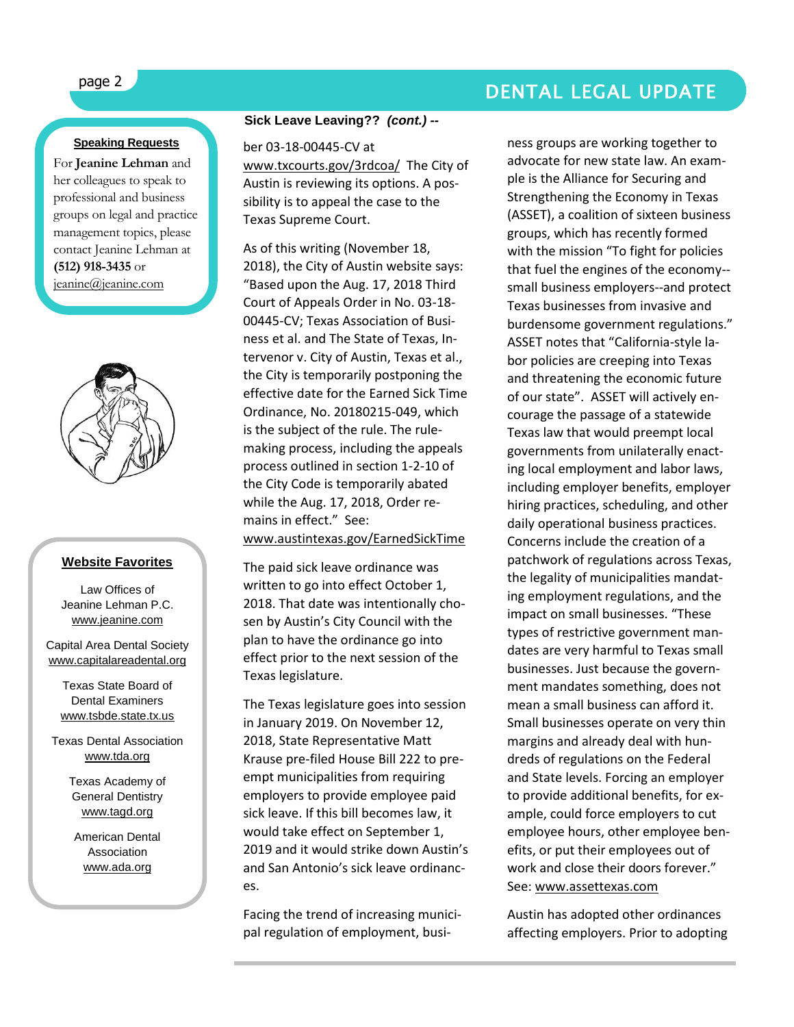### Speaking Requests

For **Jeanine Lehman** and her colleagues to speak to professional and business groups on legal and practice management topics, please contact Jeanine Lehman at **(512) 918-3435** or jeanine@jeanine.com

### Website Favorites

Law Offices of Jeanine Lehman P.C.
www.jeanine.com

Capital Area Dental Society
www.capitalareadental.org

Texas State Board of Dental Examiners
www.tsbde.state.tx.us

Texas Dental Association
www.tda.org

Texas Academy of General Dentistry
www.tagd.org

American Dental Association
www.ada.org

## Sick Leave Leaving?? *(cont.)* --

ber 03-18-00445-CV at www.txcourts.gov/3rdcoa/ The City of Austin is reviewing its options. A possibility is to appeal the case to the Texas Supreme Court.

As of this writing (November 18, 2018), the City of Austin website says: "Based upon the Aug. 17, 2018 Third Court of Appeals Order in No. 03-18-00445-CV; Texas Association of Business et al. and The State of Texas, Intervenor v. City of Austin, Texas et al., the City is temporarily postponing the effective date for the Earned Sick Time Ordinance, No. 20180215-049, which is the subject of the rule. The rulemaking process, including the appeals process outlined in section 1-2-10 of the City Code is temporarily abated while the Aug. 17, 2018, Order remains in effect." See: www.austintexas.gov/EarnedSickTime

The paid sick leave ordinance was written to go into effect October 1, 2018. That date was intentionally chosen by Austin's City Council with the plan to have the ordinance go into effect prior to the next session of the Texas legislature.

The Texas legislature goes into session in January 2019. On November 12, 2018, State Representative Matt Krause pre-filed House Bill 222 to preempt municipalities from requiring employers to provide employee paid sick leave. If this bill becomes law, it would take effect on September 1, 2019 and it would strike down Austin's and San Antonio's sick leave ordinances.

Facing the trend of increasing municipal regulation of employment, business groups are working together to advocate for new state law. An example is the Alliance for Securing and Strengthening the Economy in Texas (ASSET), a coalition of sixteen business groups, which has recently formed with the mission "To fight for policies that fuel the engines of the economy--small business employers--and protect Texas businesses from invasive and burdensome government regulations." ASSET notes that "California-style labor policies are creeping into Texas and threatening the economic future of our state". ASSET will actively encourage the passage of a statewide Texas law that would preempt local governments from unilaterally enacting local employment and labor laws, including employer benefits, employer hiring practices, scheduling, and other daily operational business practices. Concerns include the creation of a patchwork of regulations across Texas, the legality of municipalities mandating employment regulations, and the impact on small businesses. "These types of restrictive government mandates are very harmful to Texas small businesses. Just because the government mandates something, does not mean a small business can afford it. Small businesses operate on very thin margins and already deal with hundreds of regulations on the Federal and State levels. Forcing an employer to provide additional benefits, for example, could force employers to cut employee hours, other employee benefits, or put their employees out of work and close their doors forever." See: www.assettexas.com

Austin has adopted other ordinances affecting employers. Prior to adopting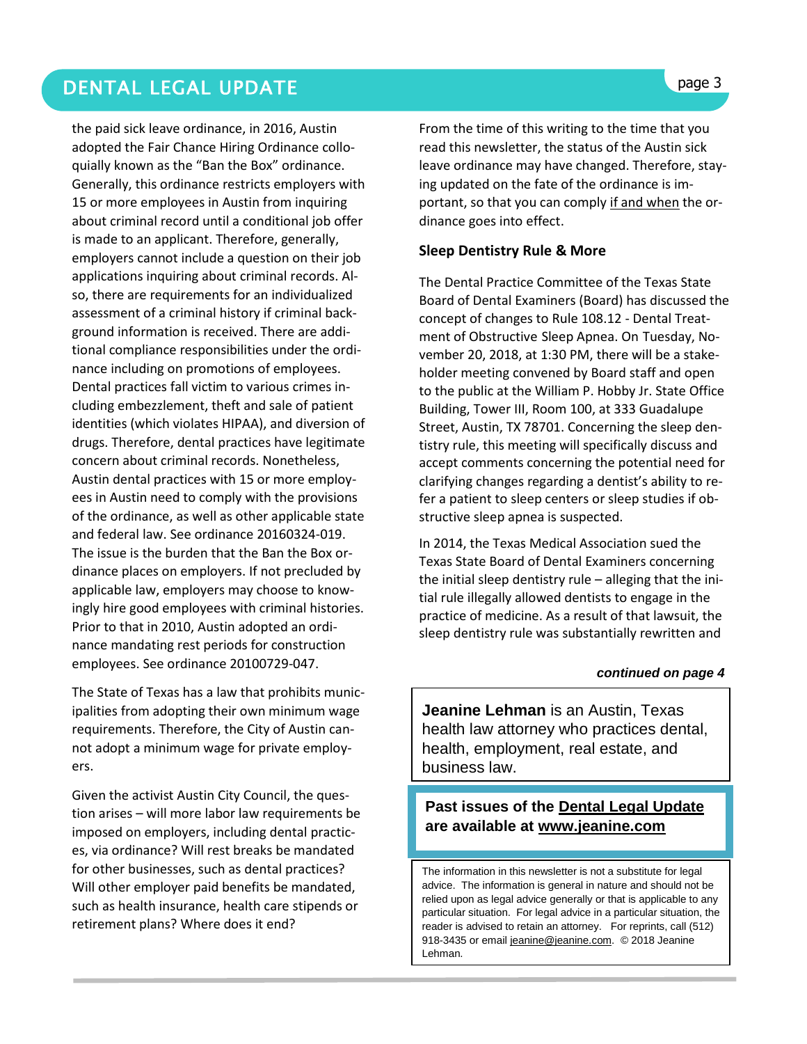the paid sick leave ordinance, in 2016, Austin adopted the Fair Chance Hiring Ordinance colloquially known as the "Ban the Box" ordinance. Generally, this ordinance restricts employers with 15 or more employees in Austin from inquiring about criminal record until a conditional job offer is made to an applicant. Therefore, generally, employers cannot include a question on their job applications inquiring about criminal records. Also, there are requirements for an individualized assessment of a criminal history if criminal background information is received. There are additional compliance responsibilities under the ordinance including on promotions of employees. Dental practices fall victim to various crimes including embezzlement, theft and sale of patient identities (which violates HIPAA), and diversion of drugs. Therefore, dental practices have legitimate concern about criminal records. Nonetheless, Austin dental practices with 15 or more employees in Austin need to comply with the provisions of the ordinance, as well as other applicable state and federal law. See ordinance 20160324-019. The issue is the burden that the Ban the Box ordinance places on employers. If not precluded by applicable law, employers may choose to knowingly hire good employees with criminal histories. Prior to that in 2010, Austin adopted an ordinance mandating rest periods for construction employees. See ordinance 20100729-047.

The State of Texas has a law that prohibits municipalities from adopting their own minimum wage requirements. Therefore, the City of Austin cannot adopt a minimum wage for private employers.

Given the activist Austin City Council, the question arises – will more labor law requirements be imposed on employers, including dental practices, via ordinance? Will rest breaks be mandated for other businesses, such as dental practices? Will other employer paid benefits be mandated, such as health insurance, health care stipends or retirement plans? Where does it end?

From the time of this writing to the time that you read this newsletter, the status of the Austin sick leave ordinance may have changed. Therefore, staying updated on the fate of the ordinance is important, so that you can comply <u>if and when</u> the ordinance goes into effect.

### Sleep Dentistry Rule & More

The Dental Practice Committee of the Texas State Board of Dental Examiners (Board) has discussed the concept of changes to Rule 108.12 - Dental Treatment of Obstructive Sleep Apnea. On Tuesday, November 20, 2018, at 1:30 PM, there will be a stakeholder meeting convened by Board staff and open to the public at the William P. Hobby Jr. State Office Building, Tower III, Room 100, at 333 Guadalupe Street, Austin, TX 78701. Concerning the sleep dentistry rule, this meeting will specifically discuss and accept comments concerning the potential need for clarifying changes regarding a dentist's ability to refer a patient to sleep centers or sleep studies if obstructive sleep apnea is suspected.

In 2014, the Texas Medical Association sued the Texas State Board of Dental Examiners concerning the initial sleep dentistry rule – alleging that the initial rule illegally allowed dentists to engage in the practice of medicine. As a result of that lawsuit, the sleep dentistry rule was substantially rewritten and

***continued on page 4***

**Jeanine Lehman** is an Austin, Texas health law attorney who practices dental, health, employment, real estate, and business law.

**Past issues of the <u>Dental Legal Update</u> are available at <u>www.jeanine.com</u>**

The information in this newsletter is not a substitute for legal advice. The information is general in nature and should not be relied upon as legal advice generally or that is applicable to any particular situation. For legal advice in a particular situation, the reader is advised to retain an attorney. For reprints, call (512) 918-3435 or email jeanine@jeanine.com. © 2018 Jeanine Lehman.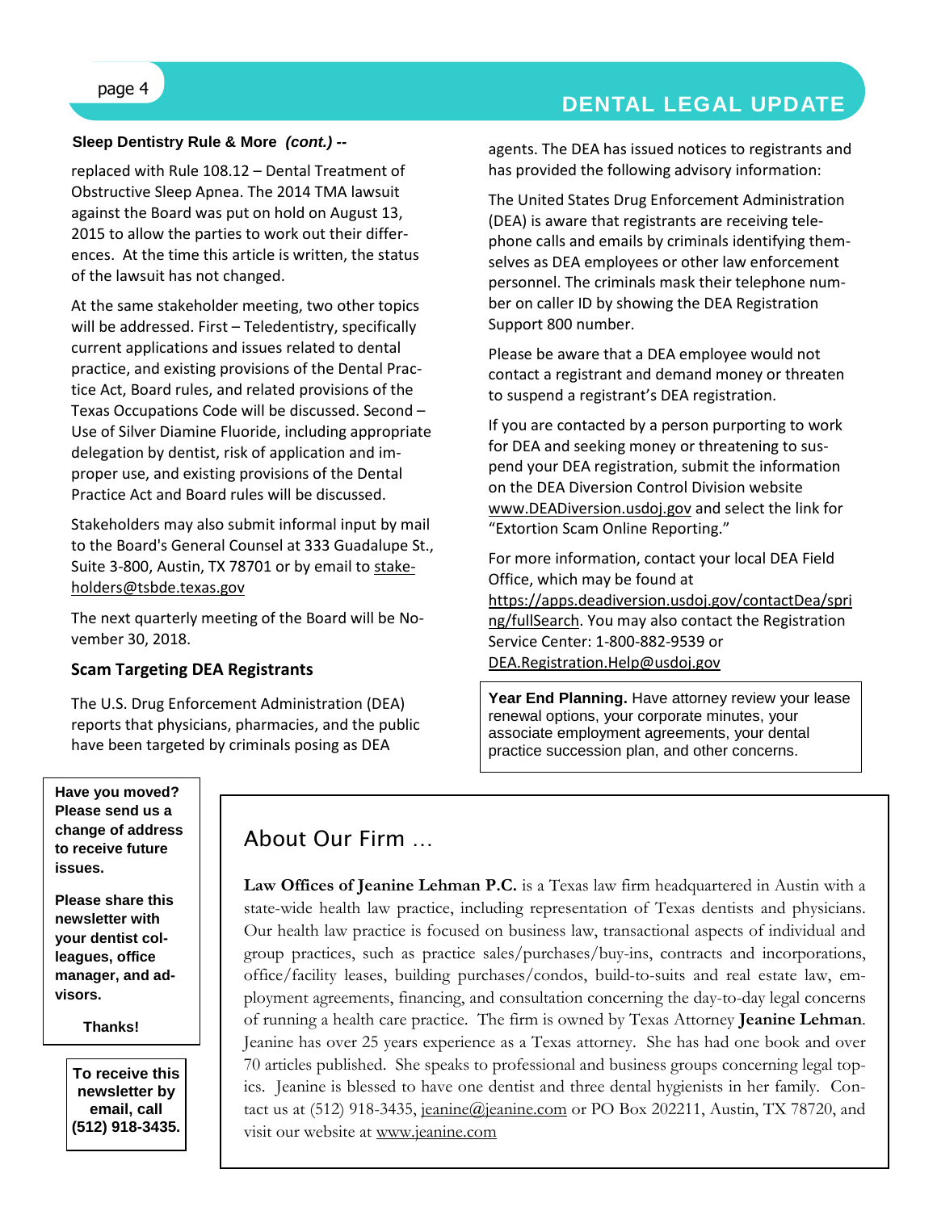**Sleep Dentistry Rule & More** ***(cont.) --***

replaced with Rule 108.12 – Dental Treatment of Obstructive Sleep Apnea. The 2014 TMA lawsuit against the Board was put on hold on August 13, 2015 to allow the parties to work out their differences. At the time this article is written, the status of the lawsuit has not changed.

At the same stakeholder meeting, two other topics will be addressed. First – Teledentistry, specifically current applications and issues related to dental practice, and existing provisions of the Dental Practice Act, Board rules, and related provisions of the Texas Occupations Code will be discussed. Second – Use of Silver Diamine Fluoride, including appropriate delegation by dentist, risk of application and improper use, and existing provisions of the Dental Practice Act and Board rules will be discussed.

Stakeholders may also submit informal input by mail to the Board's General Counsel at 333 Guadalupe St., Suite 3-800, Austin, TX 78701 or by email to stakeholders@tsbde.texas.gov

The next quarterly meeting of the Board will be November 30, 2018.

### Scam Targeting DEA Registrants

The U.S. Drug Enforcement Administration (DEA) reports that physicians, pharmacies, and the public have been targeted by criminals posing as DEA agents. The DEA has issued notices to registrants and has provided the following advisory information:

The United States Drug Enforcement Administration (DEA) is aware that registrants are receiving telephone calls and emails by criminals identifying themselves as DEA employees or other law enforcement personnel. The criminals mask their telephone number on caller ID by showing the DEA Registration Support 800 number.

Please be aware that a DEA employee would not contact a registrant and demand money or threaten to suspend a registrant's DEA registration.

If you are contacted by a person purporting to work for DEA and seeking money or threatening to suspend your DEA registration, submit the information on the DEA Diversion Control Division website www.DEADiversion.usdoj.gov and select the link for "Extortion Scam Online Reporting."

For more information, contact your local DEA Field Office, which may be found at https://apps.deadiversion.usdoj.gov/contactDea/spring/fullSearch. You may also contact the Registration Service Center: 1-800-882-9539 or DEA.Registration.Help@usdoj.gov

**Year End Planning.** Have attorney review your lease renewal options, your corporate minutes, your associate employment agreements, your dental practice succession plan, and other concerns.

**Have you moved? Please send us a change of address to receive future issues.**

**Please share this newsletter with your dentist colleagues, office manager, and advisors.**

**Thanks!**

**To receive this newsletter by email, call (512) 918-3435.**

## About Our Firm ...

**Law Offices of Jeanine Lehman P.C.** is a Texas law firm headquartered in Austin with a state-wide health law practice, including representation of Texas dentists and physicians. Our health law practice is focused on business law, transactional aspects of individual and group practices, such as practice sales/purchases/buy-ins, contracts and incorporations, office/facility leases, building purchases/condos, build-to-suits and real estate law, employment agreements, financing, and consultation concerning the day-to-day legal concerns of running a health care practice. The firm is owned by Texas Attorney **Jeanine Lehman**. Jeanine has over 25 years experience as a Texas attorney. She has had one book and over 70 articles published. She speaks to professional and business groups concerning legal topics. Jeanine is blessed to have one dentist and three dental hygienists in her family. Contact us at (512) 918-3435, jeanine@jeanine.com or PO Box 202211, Austin, TX 78720, and visit our website at www.jeanine.com